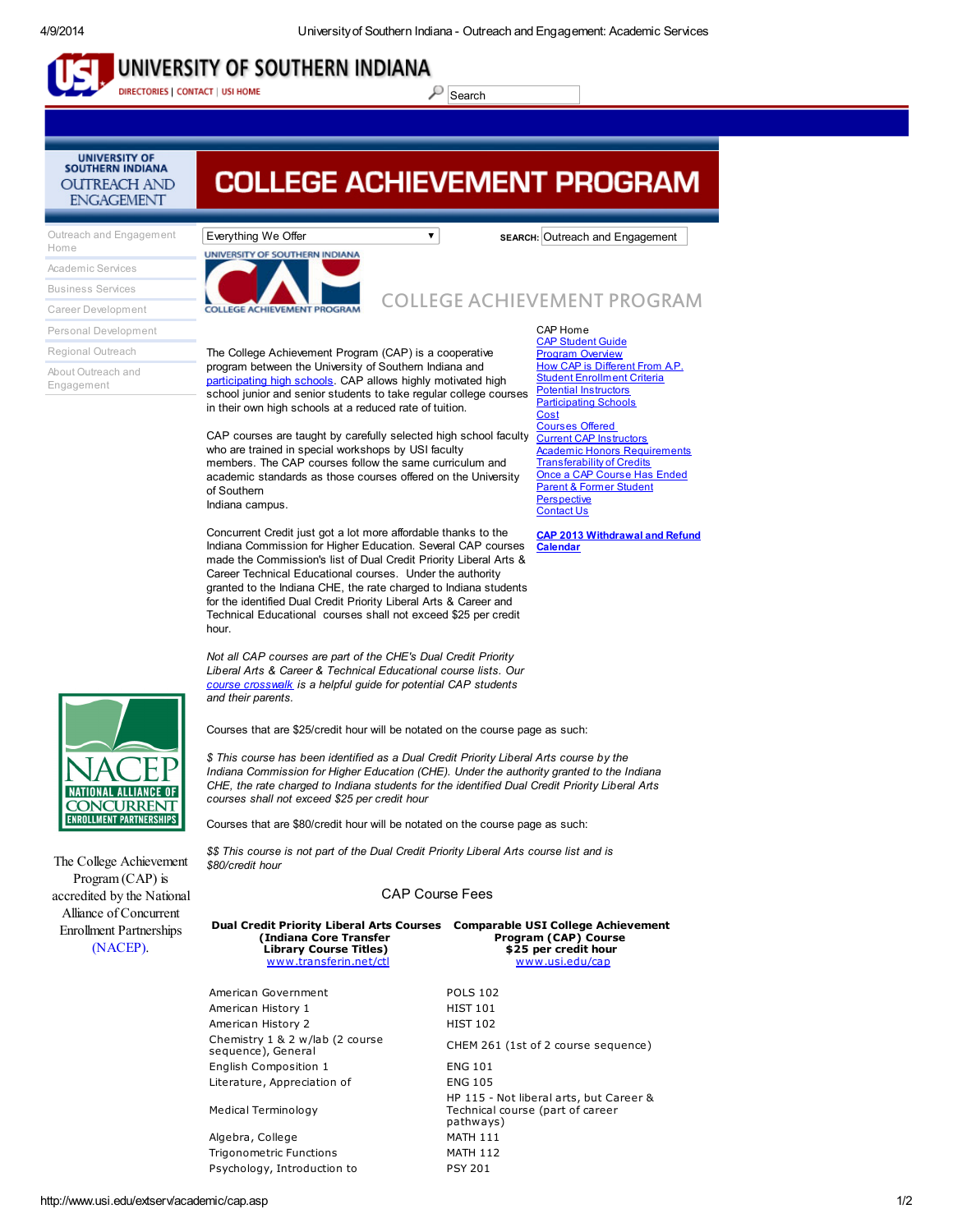# UNIVERSITY OF SOUTHERN INDIANA

DIRECTORIES | CONTACT | USI HOME

Search

UNIVERSITY OF SOUTHERN INDIANA OUTREACH AND ENGAGEMENT

# COLLEGE ACHIEVEMENT PROGRAM

- Outreach and Engagement Home
- Academic Services
- Business Services
- Career Development
- Personal Development
- Regional Outreach
- About Outreach and Engagement

Everything We Offer

SEARCH: Outreach and Engagement

## COLLEGE ACHIEVEMENT PROGRAM

The College Achievement Program (CAP) is a cooperative program between the University of Southern Indiana and participating high schools. CAP allows highly motivated high school junior and senior students to take regular college courses in their own high schools at a reduced rate of tuition.

CAP courses are taught by carefully selected high school faculty who are trained in special workshops by USI faculty members. The CAP courses follow the same curriculum and academic standards as those courses offered on the University of Southern Indiana campus.

Concurrent Credit just got a lot more affordable thanks to the Indiana Commission for Higher Education. Several CAP courses made the Commission's list of Dual Credit Priority Liberal Arts & Career Technical Educational courses. Under the authority granted to the Indiana CHE, the rate charged to Indiana students for the identified Dual Credit Priority Liberal Arts & Career and Technical Educational courses shall not exceed $25 per credit hour.

*Not all CAP courses are part of the CHE's Dual Credit Priority Liberal Arts & Career & Technical Educational course lists. Our course crosswalk is a helpful guide for potential CAP students and their parents.*

Courses that are $25/credit hour will be notated on the course page as such:

*$ This course has been identified as a Dual Credit Priority Liberal Arts course by the Indiana Commission for Higher Education (CHE). Under the authority granted to the Indiana CHE, the rate charged to Indiana students for the identified Dual Credit Priority Liberal Arts courses shall not exceed $25 per credit hour*

Courses that are $80/credit hour will be notated on the course page as such:

*$$ This course is not part of the Dual Credit Priority Liberal Arts course list and is $80/credit hour*

### CAP Course Fees

| Dual Credit Priority Liberal Arts Courses (Indiana Core Transfer Library Course Titles) www.transferin.net/ctl | Comparable USI College Achievement Program (CAP) Course $25 per credit hour www.usi.edu/cap |
|---|---|
| American Government | POLS 102 |
| American History 1 | HIST 101 |
| American History 2 | HIST 102 |
| Chemistry 1 & 2 w/lab (2 course sequence), General | CHEM 261 (1st of 2 course sequence) |
| English Composition 1 | ENG 101 |
| Literature, Appreciation of | ENG 105 |
| Medical Terminology | HP 115 - Not liberal arts, but Career & Technical course (part of career pathways) |
| Algebra, College | MATH 111 |
| Trigonometric Functions | MATH 112 |
| Psychology, Introduction to | PSY 201 |

- CAP Home
- CAP Student Guide
- Program Overview
- How CAP is Different From A.P.
- Student Enrollment Criteria
- Potential Instructors
- Participating Schools
- Cost
- Courses Offered
- Current CAP Instructors
- Academic Honors Requirements
- Transferability of Credits
- Once a CAP Course Has Ended
- Parent & Former Student
- Perspective
- Contact Us

**CAP 2013 Withdrawal and Refund Calendar**

NACEP NATIONAL ALLIANCE OF CONCURRENT ENROLLMENT PARTNERSHIPS

The College Achievement Program (CAP) is accredited by the National Alliance of Concurrent Enrollment Partnerships (NACEP).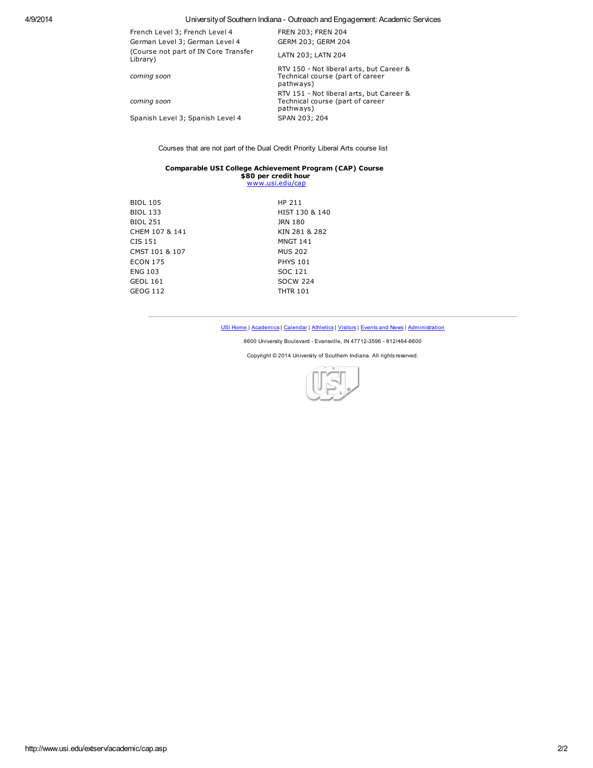| | |
|---|---|
| French Level 3; French Level 4 | FREN 203; FREN 204 |
| German Level 3; German Level 4 | GERM 203; GERM 204 |
| (Course not part of IN Core Transfer Library) | LATN 203; LATN 204 |
| *coming soon* | RTV 150 - Not liberal arts, but Career & Technical course (part of career pathways) |
| *coming soon* | RTV 151 - Not liberal arts, but Career & Technical course (part of career pathways) |
| Spanish Level 3; Spanish Level 4 | SPAN 203; 204 |

Courses that are not part of the Dual Credit Priority Liberal Arts course list

**Comparable USI College Achievement Program (CAP) Course**
**$80 per credit hour**
[www.usi.edu/cap](www.usi.edu/cap)

| | |
|---|---|
| BIOL 105 | HP 211 |
| BIOL 133 | HIST 130 & 140 |
| BIOL 251 | JRN 180 |
| CHEM 107 & 141 | KIN 281 & 282 |
| CIS 151 | MNGT 141 |
| CMST 101 & 107 | MUS 202 |
| ECON 175 | PHYS 101 |
| ENG 103 | SOC 121 |
| GEOL 161 | SOCW 224 |
| GEOG 112 | THTR 101 |

USI Home | Academics | Calendar | Athletics | Visitors | Events and News | Administration

8600 University Boulevard - Evansville, IN 47712-3596 - 812/464-8600

Copyright © 2014 University of Southern Indiana. All rights reserved.